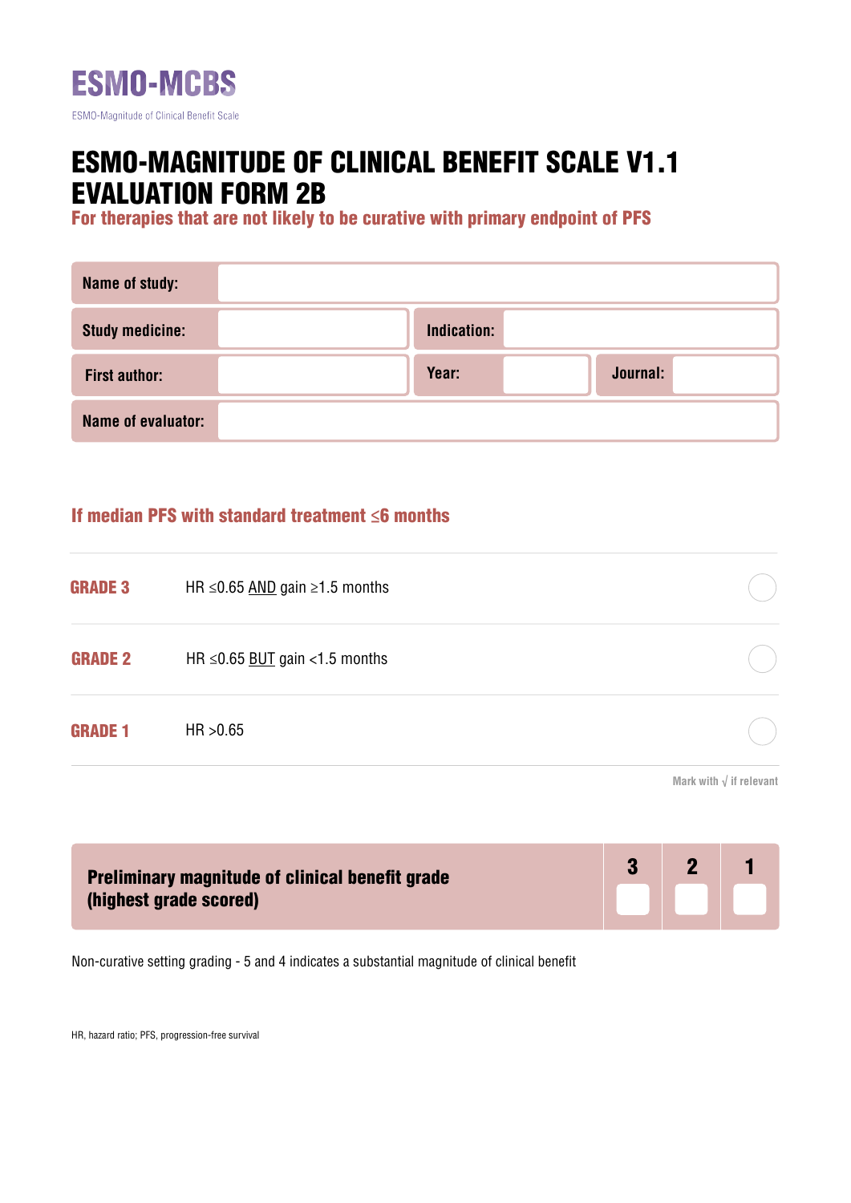# ESMO-MCBS

ESMO-Magnitude of Clinical Benefit Scale

# ESMO-MAGNITUDE OF CLINICAL BENEFIT SCALE V1.1 EVALUATION FORM 2B

## For therapies that are not likely to be curative with primary endpoint of PFS

| | | | | | |
|---|---|---|---|---|---|
| **Name of study:** | | | | | |
| **Study medicine:** | | **Indication:** | | | |
| **First author:** | | **Year:** | | **Journal:** | |
| **Name of evaluator:** | | | | | |

## If median PFS with standard treatment ≤6 months

| | | |
|---|---|---|
| **GRADE 3** | HR ≤0.65 AND gain ≥1.5 months | ○ |
| **GRADE 2** | HR ≤0.65 BUT gain <1.5 months | ○ |
| **GRADE 1** | HR >0.65 | ○ |

Mark with √ if relevant

| **Preliminary magnitude of clinical benefit grade (highest grade scored)** | 3 | 2 | 1 |
|---|---|---|---|
| | ☐ | ☐ | ☐ |

Non-curative setting grading - 5 and 4 indicates a substantial magnitude of clinical benefit

HR, hazard ratio; PFS, progression-free survival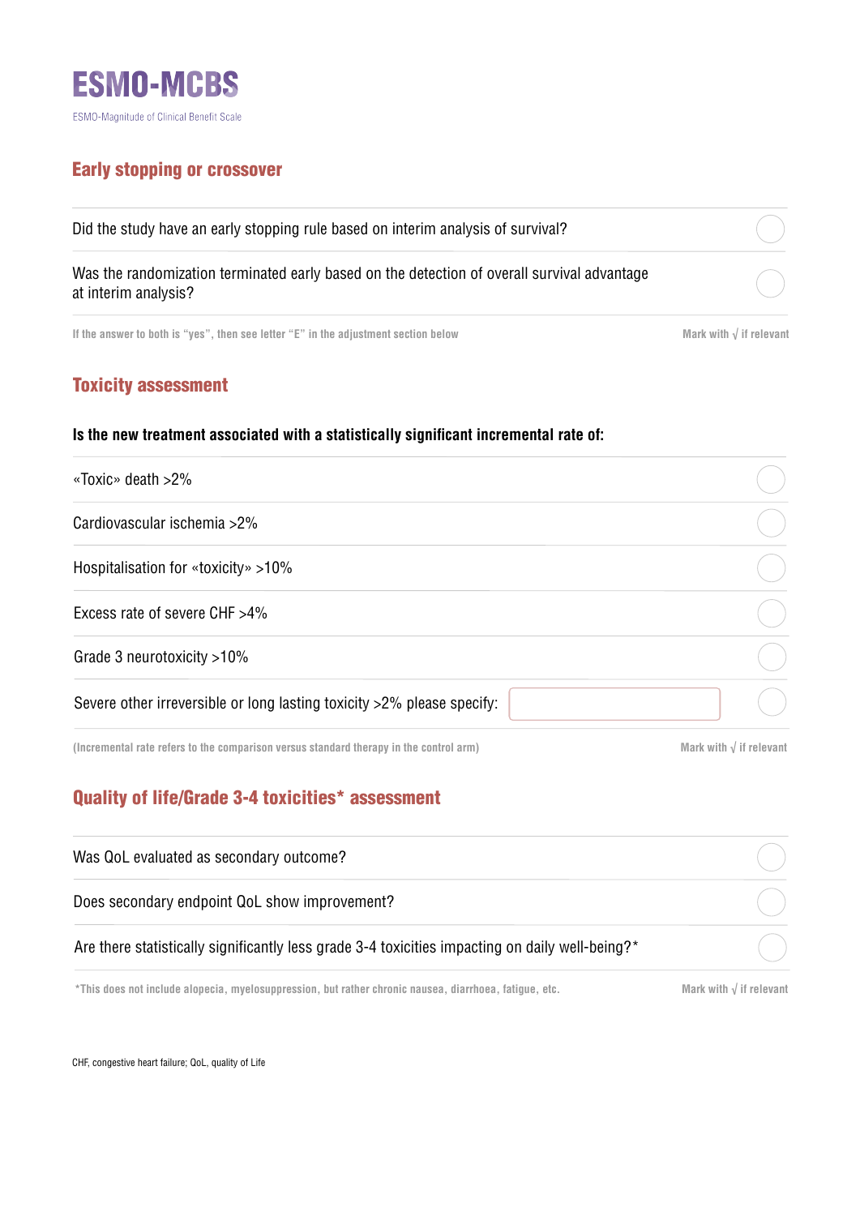# ESMO-MCBS

ESMO-Magnitude of Clinical Benefit Scale

## Early stopping or crossover

| | |
|---|---|
| Did the study have an early stopping rule based on interim analysis of survival? | ○ |
| Was the randomization terminated early based on the detection of overall survival advantage at interim analysis? | ○ |

If the answer to both is "yes", then see letter "E" in the adjustment section below

Mark with √ if relevant

## Toxicity assessment

**Is the new treatment associated with a statistically significant incremental rate of:**

| | |
|---|---|
| «Toxic» death >2% | ○ |
| Cardiovascular ischemia >2% | ○ |
| Hospitalisation for «toxicity» >10% | ○ |
| Excess rate of severe CHF >4% | ○ |
| Grade 3 neurotoxicity >10% | ○ |
| Severe other irreversible or long lasting toxicity >2% please specify: | ○ |

(Incremental rate refers to the comparison versus standard therapy in the control arm)

Mark with √ if relevant

## Quality of life/Grade 3-4 toxicities* assessment

| | |
|---|---|
| Was QoL evaluated as secondary outcome? | ○ |
| Does secondary endpoint QoL show improvement? | ○ |
| Are there statistically significantly less grade 3-4 toxicities impacting on daily well-being?* | ○ |

*This does not include alopecia, myelosuppression, but rather chronic nausea, diarrhoea, fatigue, etc.

Mark with √ if relevant

CHF, congestive heart failure; QoL, quality of Life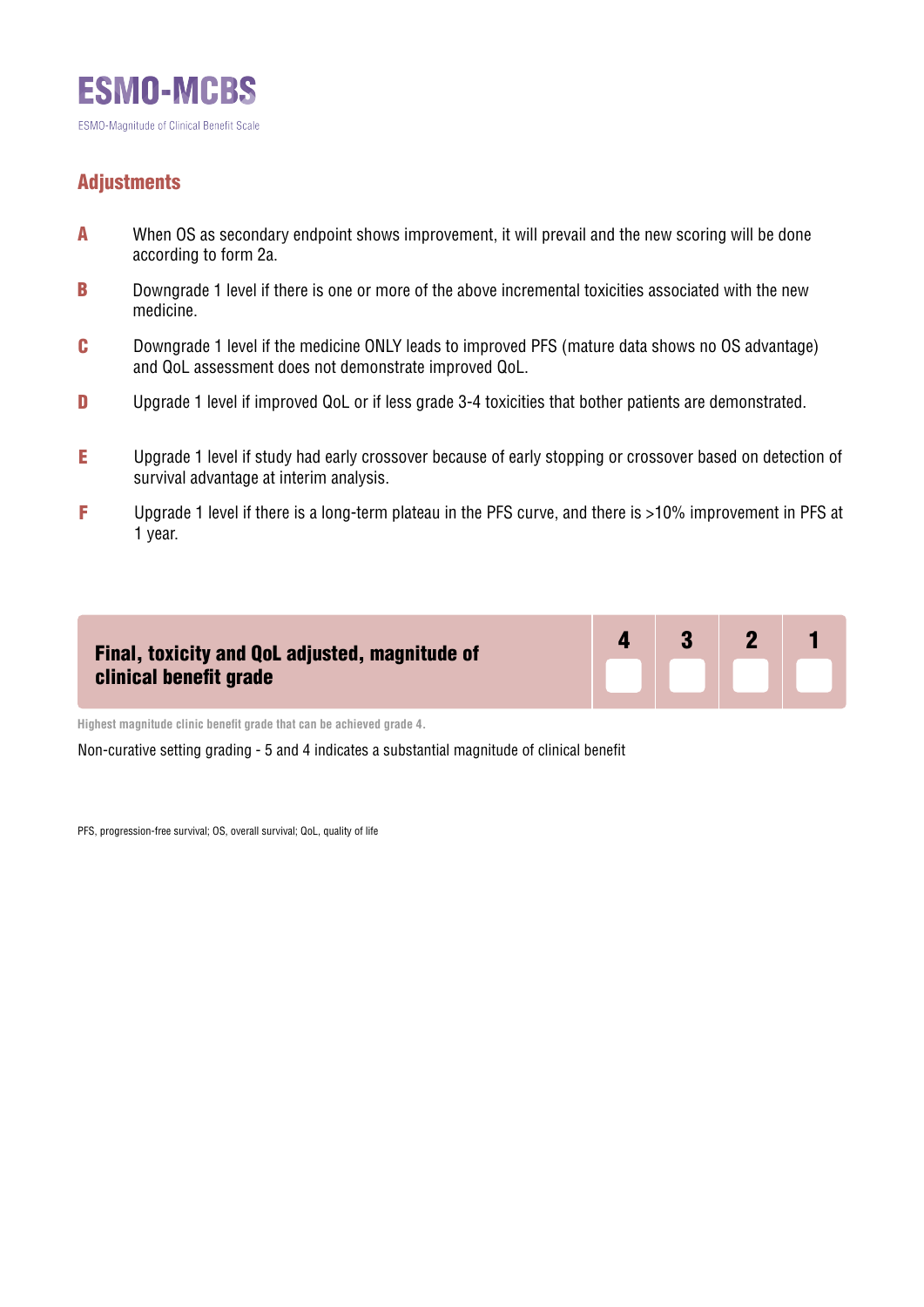# ESMO-MCBS

ESMO-Magnitude of Clinical Benefit Scale

## Adjustments

**A** When OS as secondary endpoint shows improvement, it will prevail and the new scoring will be done according to form 2a.

**B** Downgrade 1 level if there is one or more of the above incremental toxicities associated with the new medicine.

**C** Downgrade 1 level if the medicine ONLY leads to improved PFS (mature data shows no OS advantage) and QoL assessment does not demonstrate improved QoL.

**D** Upgrade 1 level if improved QoL or if less grade 3-4 toxicities that bother patients are demonstrated.

**E** Upgrade 1 level if study had early crossover because of early stopping or crossover based on detection of survival advantage at interim analysis.

**F** Upgrade 1 level if there is a long-term plateau in the PFS curve, and there is >10% improvement in PFS at 1 year.

| | 4 | 3 | 2 | 1 |
|---|---|---|---|---|
| **Final, toxicity and QoL adjusted, magnitude of clinical benefit grade** | | | | |

Highest magnitude clinic benefit grade that can be achieved grade 4.

Non-curative setting grading - 5 and 4 indicates a substantial magnitude of clinical benefit

PFS, progression-free survival; OS, overall survival; QoL, quality of life